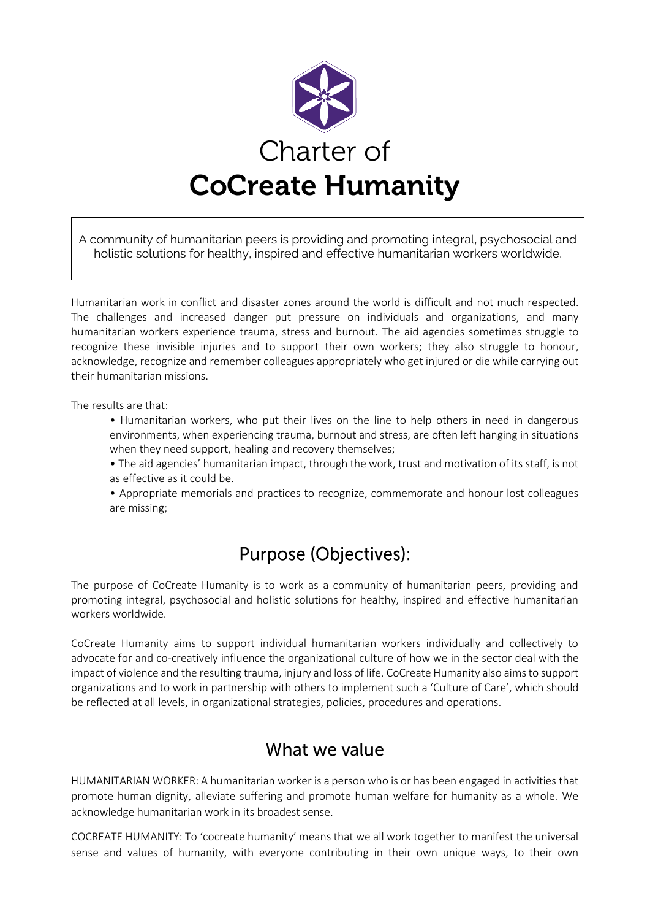# Charter of
# CoCreate Humanity

> A community of humanitarian peers is providing and promoting integral, psychosocial and holistic solutions for healthy, inspired and effective humanitarian workers worldwide.

Humanitarian work in conflict and disaster zones around the world is difficult and not much respected. The challenges and increased danger put pressure on individuals and organizations, and many humanitarian workers experience trauma, stress and burnout. The aid agencies sometimes struggle to recognize these invisible injuries and to support their own workers; they also struggle to honour, acknowledge, recognize and remember colleagues appropriately who get injured or die while carrying out their humanitarian missions.

The results are that:

- Humanitarian workers, who put their lives on the line to help others in need in dangerous environments, when experiencing trauma, burnout and stress, are often left hanging in situations when they need support, healing and recovery themselves;
- The aid agencies' humanitarian impact, through the work, trust and motivation of its staff, is not as effective as it could be.
- Appropriate memorials and practices to recognize, commemorate and honour lost colleagues are missing;

## Purpose (Objectives):

The purpose of CoCreate Humanity is to work as a community of humanitarian peers, providing and promoting integral, psychosocial and holistic solutions for healthy, inspired and effective humanitarian workers worldwide.

CoCreate Humanity aims to support individual humanitarian workers individually and collectively to advocate for and co-creatively influence the organizational culture of how we in the sector deal with the impact of violence and the resulting trauma, injury and loss of life. CoCreate Humanity also aims to support organizations and to work in partnership with others to implement such a 'Culture of Care', which should be reflected at all levels, in organizational strategies, policies, procedures and operations.

## What we value

HUMANITARIAN WORKER: A humanitarian worker is a person who is or has been engaged in activities that promote human dignity, alleviate suffering and promote human welfare for humanity as a whole. We acknowledge humanitarian work in its broadest sense.

COCREATE HUMANITY: To 'cocreate humanity' means that we all work together to manifest the universal sense and values of humanity, with everyone contributing in their own unique ways, to their own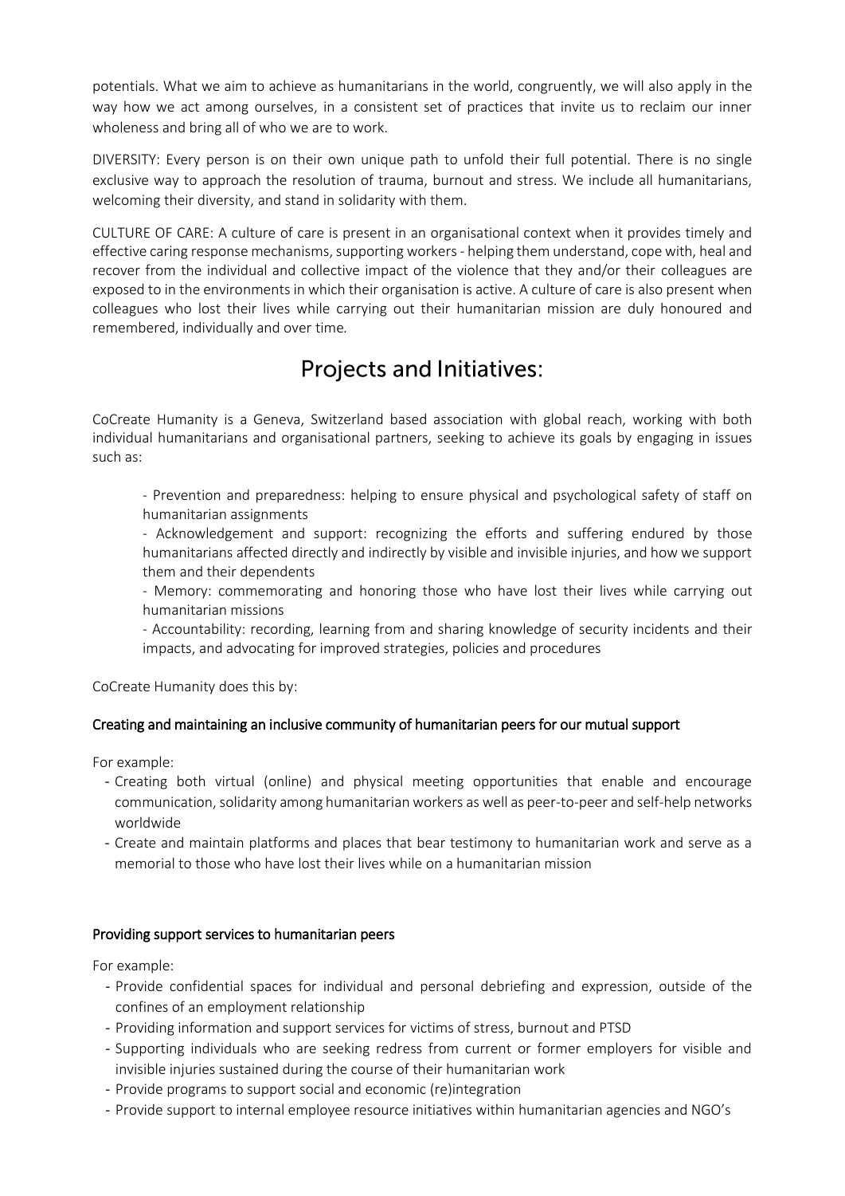potentials. What we aim to achieve as humanitarians in the world, congruently, we will also apply in the way how we act among ourselves, in a consistent set of practices that invite us to reclaim our inner wholeness and bring all of who we are to work.

DIVERSITY: Every person is on their own unique path to unfold their full potential. There is no single exclusive way to approach the resolution of trauma, burnout and stress. We include all humanitarians, welcoming their diversity, and stand in solidarity with them.

CULTURE OF CARE: A culture of care is present in an organisational context when it provides timely and effective caring response mechanisms, supporting workers - helping them understand, cope with, heal and recover from the individual and collective impact of the violence that they and/or their colleagues are exposed to in the environments in which their organisation is active. A culture of care is also present when colleagues who lost their lives while carrying out their humanitarian mission are duly honoured and remembered, individually and over time.

# Projects and Initiatives:

CoCreate Humanity is a Geneva, Switzerland based association with global reach, working with both individual humanitarians and organisational partners, seeking to achieve its goals by engaging in issues such as:

- Prevention and preparedness: helping to ensure physical and psychological safety of staff on humanitarian assignments
- Acknowledgement and support: recognizing the efforts and suffering endured by those humanitarians affected directly and indirectly by visible and invisible injuries, and how we support them and their dependents
- Memory: commemorating and honoring those who have lost their lives while carrying out humanitarian missions
- Accountability: recording, learning from and sharing knowledge of security incidents and their impacts, and advocating for improved strategies, policies and procedures

CoCreate Humanity does this by:

<u>Creating and maintaining an inclusive community of humanitarian peers for our mutual support</u>

For example:

- Creating both virtual (online) and physical meeting opportunities that enable and encourage communication, solidarity among humanitarian workers as well as peer-to-peer and self-help networks worldwide
- Create and maintain platforms and places that bear testimony to humanitarian work and serve as a memorial to those who have lost their lives while on a humanitarian mission

<u>Providing support services to humanitarian peers</u>

For example:

- Provide confidential spaces for individual and personal debriefing and expression, outside of the confines of an employment relationship
- Providing information and support services for victims of stress, burnout and PTSD
- Supporting individuals who are seeking redress from current or former employers for visible and invisible injuries sustained during the course of their humanitarian work
- Provide programs to support social and economic (re)integration
- Provide support to internal employee resource initiatives within humanitarian agencies and NGO's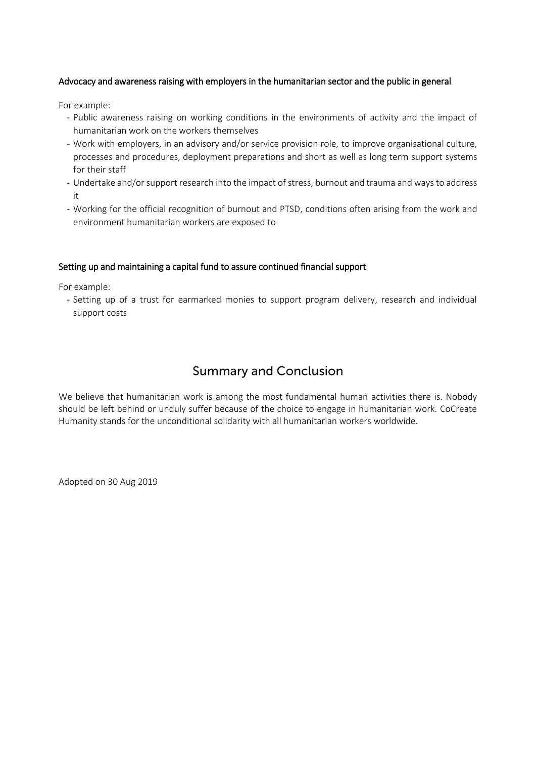### Advocacy and awareness raising with employers in the humanitarian sector and the public in general

For example:

- Public awareness raising on working conditions in the environments of activity and the impact of humanitarian work on the workers themselves
- Work with employers, in an advisory and/or service provision role, to improve organisational culture, processes and procedures, deployment preparations and short as well as long term support systems for their staff
- Undertake and/or support research into the impact of stress, burnout and trauma and ways to address it
- Working for the official recognition of burnout and PTSD, conditions often arising from the work and environment humanitarian workers are exposed to

### Setting up and maintaining a capital fund to assure continued financial support

For example:

- Setting up of a trust for earmarked monies to support program delivery, research and individual support costs

## Summary and Conclusion

We believe that humanitarian work is among the most fundamental human activities there is. Nobody should be left behind or unduly suffer because of the choice to engage in humanitarian work. CoCreate Humanity stands for the unconditional solidarity with all humanitarian workers worldwide.

Adopted on 30 Aug 2019